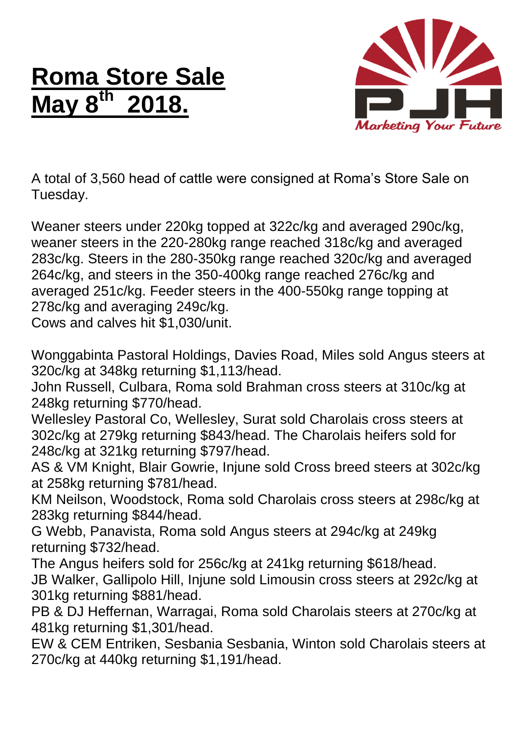# Roma Store Sale May 8th 2018.

PJH
*Marketing Your Future*

A total of 3,560 head of cattle were consigned at Roma's Store Sale on Tuesday.

Weaner steers under 220kg topped at 322c/kg and averaged 290c/kg, weaner steers in the 220-280kg range reached 318c/kg and averaged 283c/kg. Steers in the 280-350kg range reached 320c/kg and averaged 264c/kg, and steers in the 350-400kg range reached 276c/kg and averaged 251c/kg. Feeder steers in the 400-550kg range topping at 278c/kg and averaging 249c/kg.
Cows and calves hit $1,030/unit.

Wonggabinta Pastoral Holdings, Davies Road, Miles sold Angus steers at 320c/kg at 348kg returning $1,113/head.
John Russell, Culbara, Roma sold Brahman cross steers at 310c/kg at 248kg returning $770/head.
Wellesley Pastoral Co, Wellesley, Surat sold Charolais cross steers at 302c/kg at 279kg returning $843/head. The Charolais heifers sold for 248c/kg at 321kg returning $797/head.
AS & VM Knight, Blair Gowrie, Injune sold Cross breed steers at 302c/kg at 258kg returning $781/head.
KM Neilson, Woodstock, Roma sold Charolais cross steers at 298c/kg at 283kg returning $844/head.
G Webb, Panavista, Roma sold Angus steers at 294c/kg at 249kg returning $732/head.
The Angus heifers sold for 256c/kg at 241kg returning $618/head.
JB Walker, Gallipolo Hill, Injune sold Limousin cross steers at 292c/kg at 301kg returning $881/head.
PB & DJ Heffernan, Warragai, Roma sold Charolais steers at 270c/kg at 481kg returning $1,301/head.
EW & CEM Entriken, Sesbania Sesbania, Winton sold Charolais steers at 270c/kg at 440kg returning $1,191/head.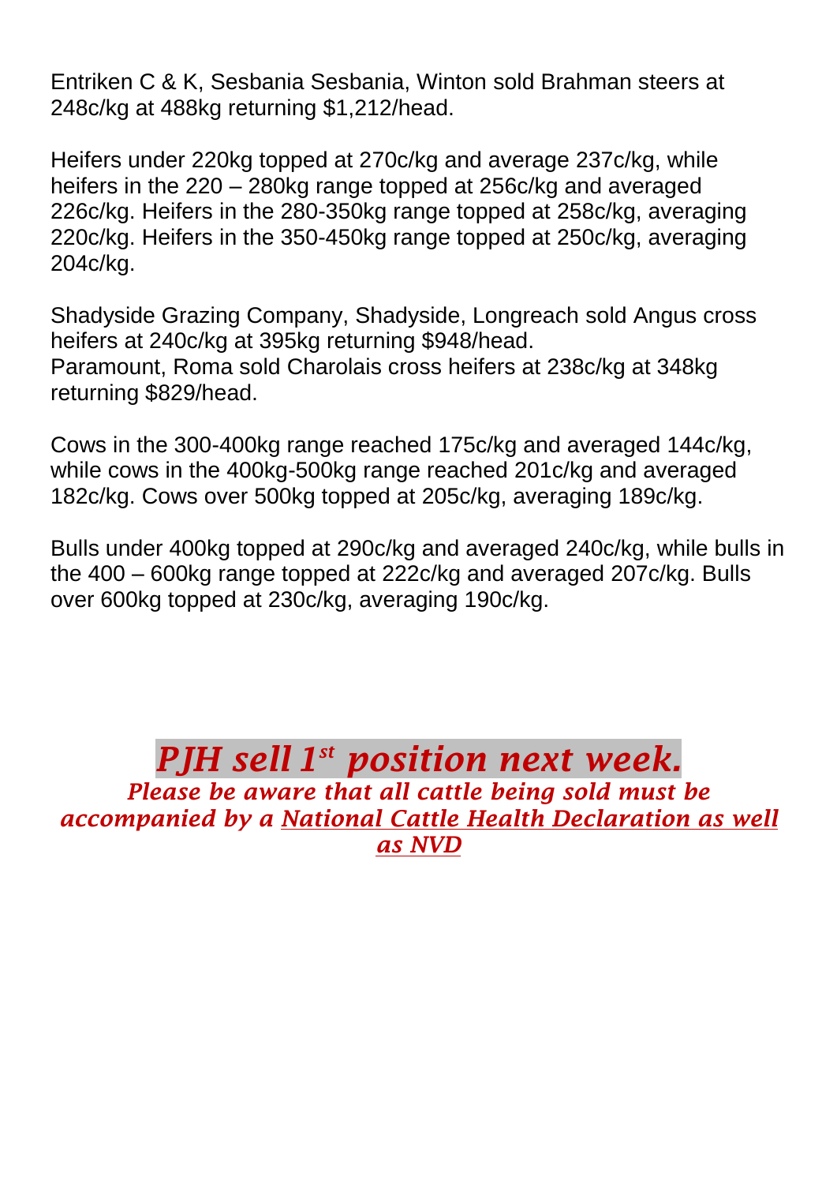Entriken C & K, Sesbania Sesbania, Winton sold Brahman steers at 248c/kg at 488kg returning $1,212/head.

Heifers under 220kg topped at 270c/kg and average 237c/kg, while heifers in the 220 – 280kg range topped at 256c/kg and averaged 226c/kg. Heifers in the 280-350kg range topped at 258c/kg, averaging 220c/kg. Heifers in the 350-450kg range topped at 250c/kg, averaging 204c/kg.

Shadyside Grazing Company, Shadyside, Longreach sold Angus cross heifers at 240c/kg at 395kg returning $948/head.
Paramount, Roma sold Charolais cross heifers at 238c/kg at 348kg returning $829/head.

Cows in the 300-400kg range reached 175c/kg and averaged 144c/kg, while cows in the 400kg-500kg range reached 201c/kg and averaged 182c/kg. Cows over 500kg topped at 205c/kg, averaging 189c/kg.

Bulls under 400kg topped at 290c/kg and averaged 240c/kg, while bulls in the 400 – 600kg range topped at 222c/kg and averaged 207c/kg. Bulls over 600kg topped at 230c/kg, averaging 190c/kg.

## ***PJH sell 1st position next week.***

***Please be aware that all cattle being sold must be accompanied by a National Cattle Health Declaration as well as NVD***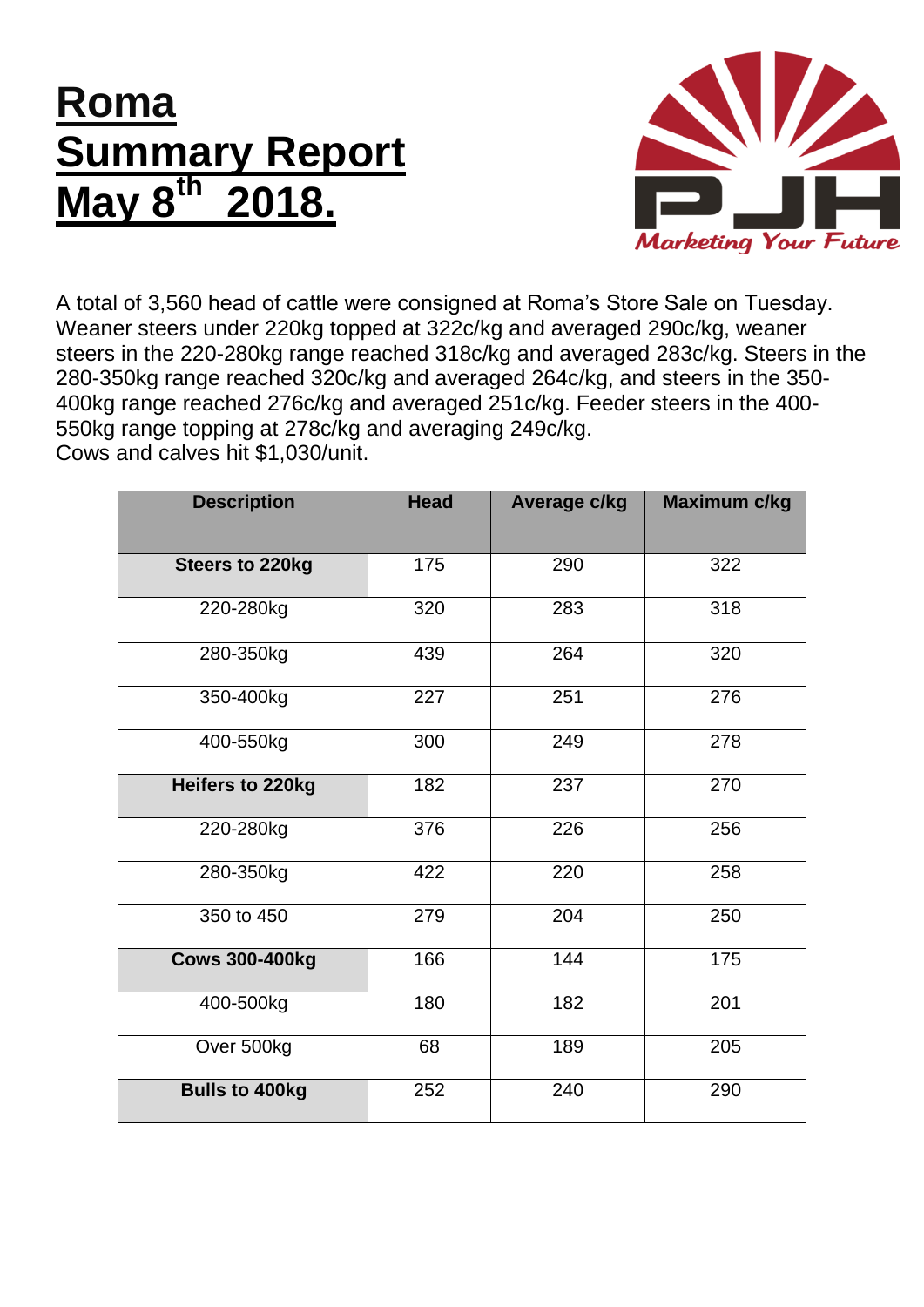# Roma Summary Report May 8th 2018.

Marketing Your Future

A total of 3,560 head of cattle were consigned at Roma's Store Sale on Tuesday. Weaner steers under 220kg topped at 322c/kg and averaged 290c/kg, weaner steers in the 220-280kg range reached 318c/kg and averaged 283c/kg. Steers in the 280-350kg range reached 320c/kg and averaged 264c/kg, and steers in the 350-400kg range reached 276c/kg and averaged 251c/kg. Feeder steers in the 400-550kg range topping at 278c/kg and averaging 249c/kg.
Cows and calves hit $1,030/unit.

| Description | Head | Average c/kg | Maximum c/kg |
|---|---|---|---|
| **Steers to 220kg** | 175 | 290 | 322 |
| 220-280kg | 320 | 283 | 318 |
| 280-350kg | 439 | 264 | 320 |
| 350-400kg | 227 | 251 | 276 |
| 400-550kg | 300 | 249 | 278 |
| **Heifers to 220kg** | 182 | 237 | 270 |
| 220-280kg | 376 | 226 | 256 |
| 280-350kg | 422 | 220 | 258 |
| 350 to 450 | 279 | 204 | 250 |
| **Cows 300-400kg** | 166 | 144 | 175 |
| 400-500kg | 180 | 182 | 201 |
| Over 500kg | 68 | 189 | 205 |
| **Bulls to 400kg** | 252 | 240 | 290 |